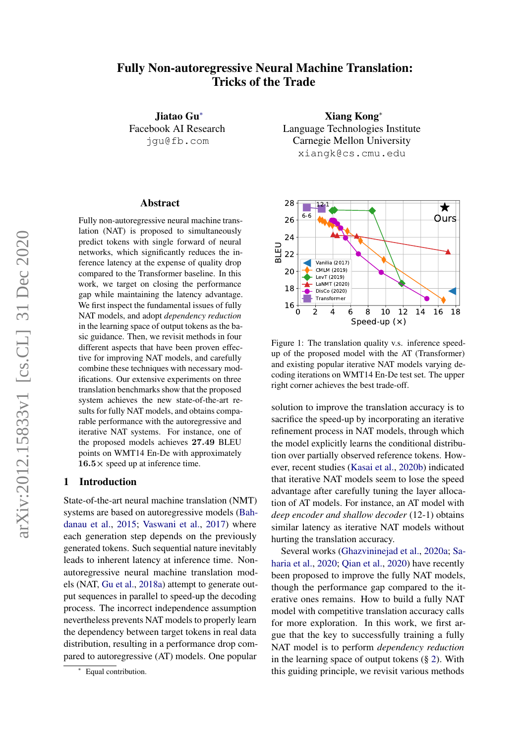# Fully Non-autoregressive Neural Machine Translation: Tricks of the Trade

**Jiatao Gu*** 
Facebook AI Research 
jgu@fb.com

**Xiang Kong*** 
Language Technologies Institute 
Carnegie Mellon University 
xiangk@cs.cmu.edu

## Abstract

Fully non-autoregressive neural machine translation (NAT) is proposed to simultaneously predict tokens with single forward of neural networks, which significantly reduces the inference latency at the expense of quality drop compared to the Transformer baseline. In this work, we target on closing the performance gap while maintaining the latency advantage. We first inspect the fundamental issues of fully NAT models, and adopt *dependency reduction* in the learning space of output tokens as the basic guidance. Then, we revisit methods in four different aspects that have been proven effective for improving NAT models, and carefully combine these techniques with necessary modifications. Our extensive experiments on three translation benchmarks show that the proposed system achieves the new state-of-the-art results for fully NAT models, and obtains comparable performance with the autoregressive and iterative NAT systems. For instance, one of the proposed models achieves **27.49** BLEU points on WMT14 En-De with approximately **16.5**× speed up at inference time.

## 1 Introduction

State-of-the-art neural machine translation (NMT) systems are based on autoregressive models (Bahdanau et al., 2015; Vaswani et al., 2017) where each generation step depends on the previously generated tokens. Such sequential nature inevitably leads to inherent latency at inference time. Non-autoregressive neural machine translation models (NAT, Gu et al., 2018a) attempt to generate output sequences in parallel to speed-up the decoding process. The incorrect independence assumption nevertheless prevents NAT models to properly learn the dependency between target tokens in real data distribution, resulting in a performance drop compared to autoregressive (AT) models. One popular solution to improve the translation accuracy is to sacrifice the speed-up by incorporating an iterative refinement process in NAT models, through which the model explicitly learns the conditional distribution over partially observed reference tokens. However, recent studies (Kasai et al., 2020b) indicated that iterative NAT models seem to lose the speed advantage after carefully tuning the layer allocation of AT models. For instance, an AT model with *deep encoder and shallow decoder* (12-1) obtains similar latency as iterative NAT models without hurting the translation accuracy.

Figure 1: The translation quality v.s. inference speed-up of the proposed model with the AT (Transformer) and existing popular iterative NAT models varying decoding iterations on WMT14 En-De test set. The upper right corner achieves the best trade-off.

Several works (Ghazvininejad et al., 2020a; Saharia et al., 2020; Qian et al., 2020) have recently been proposed to improve the fully NAT models, though the performance gap compared to the iterative ones remains. How to build a fully NAT model with competitive translation accuracy calls for more exploration. In this work, we first argue that the key to successfully training a fully NAT model is to perform *dependency reduction* in the learning space of output tokens (§ 2). With this guiding principle, we revisit various methods

* Equal contribution.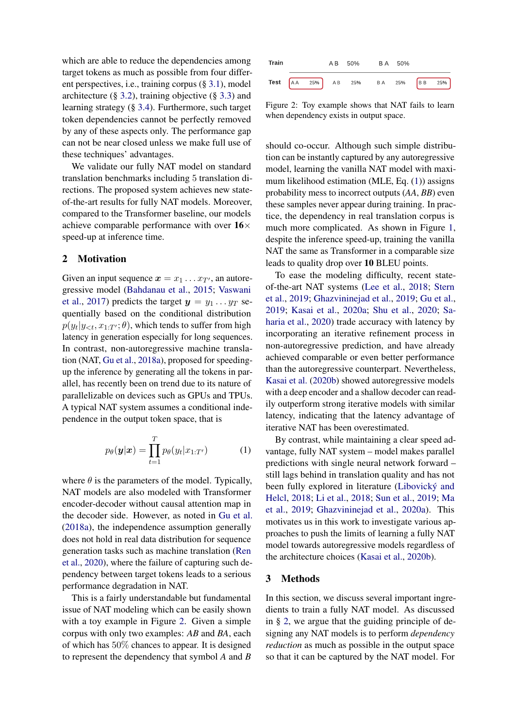which are able to reduce the dependencies among target tokens as much as possible from four different perspectives, i.e., training corpus (§ 3.1), model architecture (§ 3.2), training objective (§ 3.3) and learning strategy (§ 3.4). Furthermore, such target token dependencies cannot be perfectly removed by any of these aspects only. The performance gap can not be near closed unless we make full use of these techniques' advantages.

We validate our fully NAT model on standard translation benchmarks including 5 translation directions. The proposed system achieves new state-of-the-art results for fully NAT models. Moreover, compared to the Transformer baseline, our models achieve comparable performance with over **16**× speed-up at inference time.

## 2 Motivation

Given an input sequence $\boldsymbol{x} = x_1 \dots x_{T'}$, an autoregressive model (Bahdanau et al., 2015; Vaswani et al., 2017) predicts the target $\boldsymbol{y} = y_1 \dots y_T$ sequentially based on the conditional distribution $p(y_t | y_{<t}, x_{1:T'}; \theta)$, which tends to suffer from high latency in generation especially for long sequences. In contrast, non-autoregressive machine translation (NAT, Gu et al., 2018a), proposed for speeding-up the inference by generating all the tokens in parallel, has recently been on trend due to its nature of parallelizable on devices such as GPUs and TPUs. A typical NAT system assumes a conditional independence in the output token space, that is

$$p_\theta(\boldsymbol{y}|\boldsymbol{x}) = \prod_{t=1}^{T} p_\theta(y_t | x_{1:T'}) \tag{1}$$

where $\theta$ is the parameters of the model. Typically, NAT models are also modeled with Transformer encoder-decoder without causal attention map in the decoder side. However, as noted in Gu et al. (2018a), the independence assumption generally does not hold in real data distribution for sequence generation tasks such as machine translation (Ren et al., 2020), where the failure of capturing such dependency between target tokens leads to a serious performance degradation in NAT.

This is a fairly understandable but fundamental issue of NAT modeling which can be easily shown with a toy example in Figure 2. Given a simple corpus with only two examples: *AB* and *BA*, each of which has 50% chances to appear. It is designed to represent the dependency that symbol *A* and *B* should co-occur. Although such simple distribution can be instantly captured by any autoregressive model, learning the vanilla NAT model with maximum likelihood estimation (MLE, Eq. (1)) assigns probability mess to incorrect outputs (*AA*, *BB*) even these samples never appear during training. In practice, the dependency in real translation corpus is much more complicated. As shown in Figure 1, despite the inference speed-up, training the vanilla NAT model the same as Transformer in a comparable size leads to quality drop over **10** BLEU points.

| | | | | |
|---|---|---|---|---|
| **Train** | | A B 50% | B A 50% | |
| **Test** | A A 25% | A B 25% | B A 25% | B B 25% |

Figure 2: Toy example shows that NAT fails to learn when dependency exists in output space.

To ease the modeling difficulty, recent state-of-the-art NAT systems (Lee et al., 2018; Stern et al., 2019; Ghazvininejad et al., 2019; Gu et al., 2019; Kasai et al., 2020a; Shu et al., 2020; Saharia et al., 2020) trade accuracy with latency by incorporating an iterative refinement process in non-autoregressive prediction, and have already achieved comparable or even better performance than the autoregressive counterpart. Nevertheless, Kasai et al. (2020b) showed autoregressive models with a deep encoder and a shallow decoder can readily outperform strong iterative models with similar latency, indicating that the latency advantage of iterative NAT has been overestimated.

By contrast, while maintaining a clear speed advantage, fully NAT system – model makes parallel predictions with single neural network forward – still lags behind in translation quality and has not been fully explored in literature (Libovický and Helcl, 2018; Li et al., 2018; Sun et al., 2019; Ma et al., 2019; Ghazvininejad et al., 2020a). This motivates us in this work to investigate various approaches to push the limits of learning a fully NAT model towards autoregressive models regardless of the architecture choices (Kasai et al., 2020b).

## 3 Methods

In this section, we discuss several important ingredients to train a fully NAT model. As discussed in § 2, we argue that the guiding principle of designing any NAT models is to perform *dependency reduction* as much as possible in the output space so that it can be captured by the NAT model. For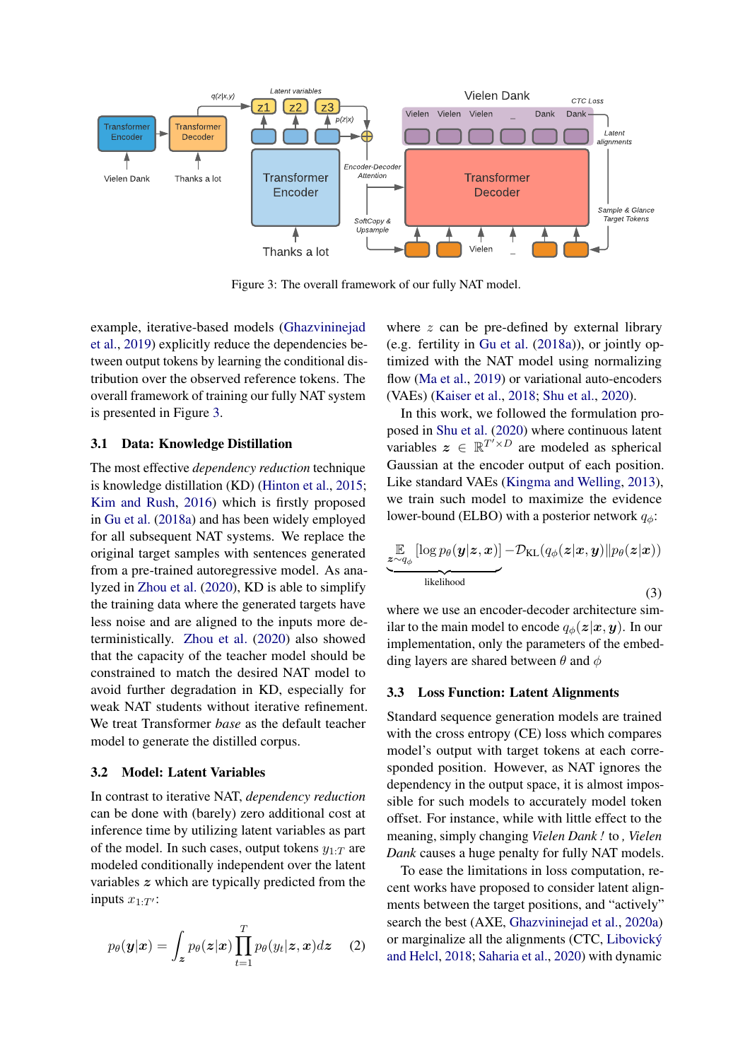Figure 3: The overall framework of our fully NAT model.

example, iterative-based models (Ghazvininejad et al., 2019) explicitly reduce the dependencies between output tokens by learning the conditional distribution over the observed reference tokens. The overall framework of training our fully NAT system is presented in Figure 3.

### 3.1 Data: Knowledge Distillation

The most effective *dependency reduction* technique is knowledge distillation (KD) (Hinton et al., 2015; Kim and Rush, 2016) which is firstly proposed in Gu et al. (2018a) and has been widely employed for all subsequent NAT systems. We replace the original target samples with sentences generated from a pre-trained autoregressive model. As analyzed in Zhou et al. (2020), KD is able to simplify the training data where the generated targets have less noise and are aligned to the inputs more deterministically. Zhou et al. (2020) also showed that the capacity of the teacher model should be constrained to match the desired NAT model to avoid further degradation in KD, especially for weak NAT students without iterative refinement. We treat Transformer *base* as the default teacher model to generate the distilled corpus.

### 3.2 Model: Latent Variables

In contrast to iterative NAT, *dependency reduction* can be done with (barely) zero additional cost at inference time by utilizing latent variables as part of the model. In such cases, output tokens $y_{1:T}$ are modeled conditionally independent over the latent variables $\boldsymbol{z}$ which are typically predicted from the inputs $x_{1:T'}$:

$$p_\theta(\boldsymbol{y}|\boldsymbol{x}) = \int_{\boldsymbol{z}} p_\theta(\boldsymbol{z}|\boldsymbol{x}) \prod_{t=1}^{T} p_\theta(y_t|\boldsymbol{z}, \boldsymbol{x}) d\boldsymbol{z} \quad (2)$$

where $z$ can be pre-defined by external library (e.g. fertility in Gu et al. (2018a)), or jointly optimized with the NAT model using normalizing flow (Ma et al., 2019) or variational auto-encoders (VAEs) (Kaiser et al., 2018; Shu et al., 2020).

In this work, we followed the formulation proposed in Shu et al. (2020) where continuous latent variables $\boldsymbol{z} \in \mathbb{R}^{T' \times D}$ are modeled as spherical Gaussian at the encoder output of each position. Like standard VAEs (Kingma and Welling, 2013), we train such model to maximize the evidence lower-bound (ELBO) with a posterior network $q_\phi$:

$$\underbrace{\mathbb{E}_{\boldsymbol{z} \sim q_\phi} [\log p_\theta(\boldsymbol{y}|\boldsymbol{z}, \boldsymbol{x})]}_{\text{likelihood}} - \mathcal{D}_{\text{KL}}(q_\phi(\boldsymbol{z}|\boldsymbol{x}, \boldsymbol{y}) \| p_\theta(\boldsymbol{z}|\boldsymbol{x})) \quad (3)$$

where we use an encoder-decoder architecture similar to the main model to encode $q_\phi(\boldsymbol{z}|\boldsymbol{x}, \boldsymbol{y})$. In our implementation, only the parameters of the embedding layers are shared between $\theta$ and $\phi$

### 3.3 Loss Function: Latent Alignments

Standard sequence generation models are trained with the cross entropy (CE) loss which compares model's output with target tokens at each corresponded position. However, as NAT ignores the dependency in the output space, it is almost impossible for such models to accurately model token offset. For instance, while with little effect to the meaning, simply changing *Vielen Dank !* to *, Vielen Dank* causes a huge penalty for fully NAT models.

To ease the limitations in loss computation, recent works have proposed to consider latent alignments between the target positions, and "actively" search the best (AXE, Ghazvininejad et al., 2020a) or marginalize all the alignments (CTC, Libovický and Helcl, 2018; Saharia et al., 2020) with dynamic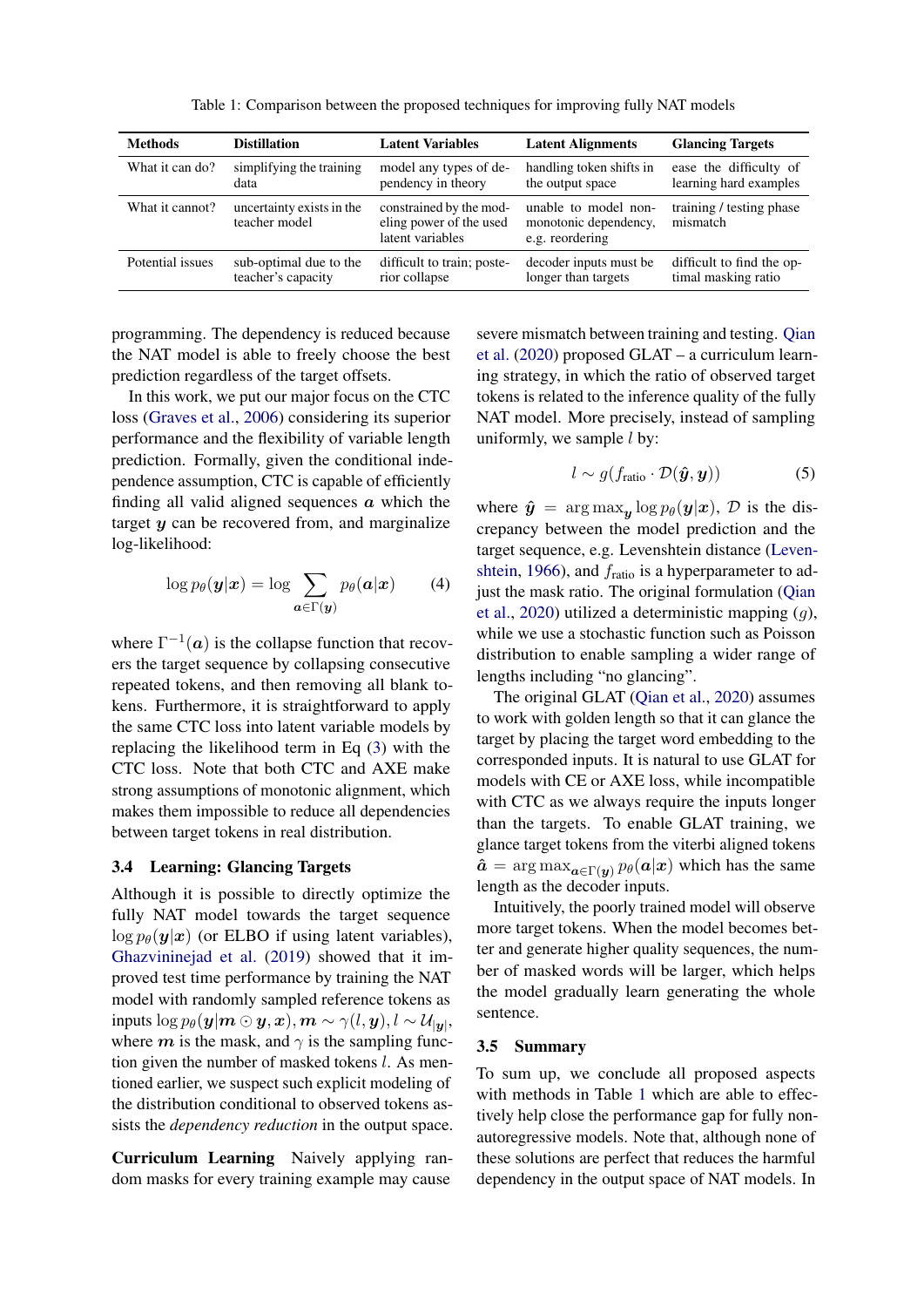Table 1: Comparison between the proposed techniques for improving fully NAT models

| Methods | Distillation | Latent Variables | Latent Alignments | Glancing Targets |
|---|---|---|---|---|
| What it can do? | simplifying the training data | model any types of dependency in theory | handling token shifts in the output space | ease the difficulty of learning hard examples |
| What it cannot? | uncertainty exists in the teacher model | constrained by the modeling power of the used latent variables | unable to model non-monotonic dependency, e.g. reordering | training / testing phase mismatch |
| Potential issues | sub-optimal due to the teacher's capacity | difficult to train; posterior collapse | decoder inputs must be longer than targets | difficult to find the optimal masking ratio |

programming. The dependency is reduced because the NAT model is able to freely choose the best prediction regardless of the target offsets.

In this work, we put our major focus on the CTC loss (Graves et al., 2006) considering its superior performance and the flexibility of variable length prediction. Formally, given the conditional independence assumption, CTC is capable of efficiently finding all valid aligned sequences $\boldsymbol{a}$ which the target $\boldsymbol{y}$ can be recovered from, and marginalize log-likelihood:

$$\log p_\theta(\boldsymbol{y}|\boldsymbol{x}) = \log \sum_{\boldsymbol{a}\in\Gamma(\boldsymbol{y})} p_\theta(\boldsymbol{a}|\boldsymbol{x}) \tag{4}$$

where $\Gamma^{-1}(\boldsymbol{a})$ is the collapse function that recovers the target sequence by collapsing consecutive repeated tokens, and then removing all blank tokens. Furthermore, it is straightforward to apply the same CTC loss into latent variable models by replacing the likelihood term in Eq (3) with the CTC loss. Note that both CTC and AXE make strong assumptions of monotonic alignment, which makes them impossible to reduce all dependencies between target tokens in real distribution.

### 3.4 Learning: Glancing Targets

Although it is possible to directly optimize the fully NAT model towards the target sequence $\log p_\theta(\boldsymbol{y}|\boldsymbol{x})$ (or ELBO if using latent variables), Ghazvininejad et al. (2019) showed that it improved test time performance by training the NAT model with randomly sampled reference tokens as inputs $\log p_\theta(\boldsymbol{y}|\boldsymbol{m}\odot\boldsymbol{y},\boldsymbol{x}), \boldsymbol{m}\sim\gamma(l,\boldsymbol{y}), l\sim\mathcal{U}_{|\boldsymbol{y}|}$, where $\boldsymbol{m}$ is the mask, and $\gamma$ is the sampling function given the number of masked tokens $l$. As mentioned earlier, we suspect such explicit modeling of the distribution conditional to observed tokens assists the *dependency reduction* in the output space.

**Curriculum Learning** Naively applying random masks for every training example may cause severe mismatch between training and testing. Qian et al. (2020) proposed GLAT – a curriculum learning strategy, in which the ratio of observed target tokens is related to the inference quality of the fully NAT model. More precisely, instead of sampling uniformly, we sample $l$ by:

$$l \sim g(f_{\text{ratio}} \cdot \mathcal{D}(\hat{\boldsymbol{y}}, \boldsymbol{y})) \tag{5}$$

where $\hat{\boldsymbol{y}} = \arg\max_{\boldsymbol{y}} \log p_\theta(\boldsymbol{y}|\boldsymbol{x})$, $\mathcal{D}$ is the discrepancy between the model prediction and the target sequence, e.g. Levenshtein distance (Levenshtein, 1966), and $f_{\text{ratio}}$ is a hyperparameter to adjust the mask ratio. The original formulation (Qian et al., 2020) utilized a deterministic mapping ($g$), while we use a stochastic function such as Poisson distribution to enable sampling a wider range of lengths including "no glancing".

The original GLAT (Qian et al., 2020) assumes to work with golden length so that it can glance the target by placing the target word embedding to the corresponded inputs. It is natural to use GLAT for models with CE or AXE loss, while incompatible with CTC as we always require the inputs longer than the targets. To enable GLAT training, we glance target tokens from the viterbi aligned tokens $\hat{\boldsymbol{a}} = \arg\max_{\boldsymbol{a}\in\Gamma(\boldsymbol{y})} p_\theta(\boldsymbol{a}|\boldsymbol{x})$ which has the same length as the decoder inputs.

Intuitively, the poorly trained model will observe more target tokens. When the model becomes better and generate higher quality sequences, the number of masked words will be larger, which helps the model gradually learn generating the whole sentence.

### 3.5 Summary

To sum up, we conclude all proposed aspects with methods in Table 1 which are able to effectively help close the performance gap for fully non-autoregressive models. Note that, although none of these solutions are perfect that reduces the harmful dependency in the output space of NAT models. In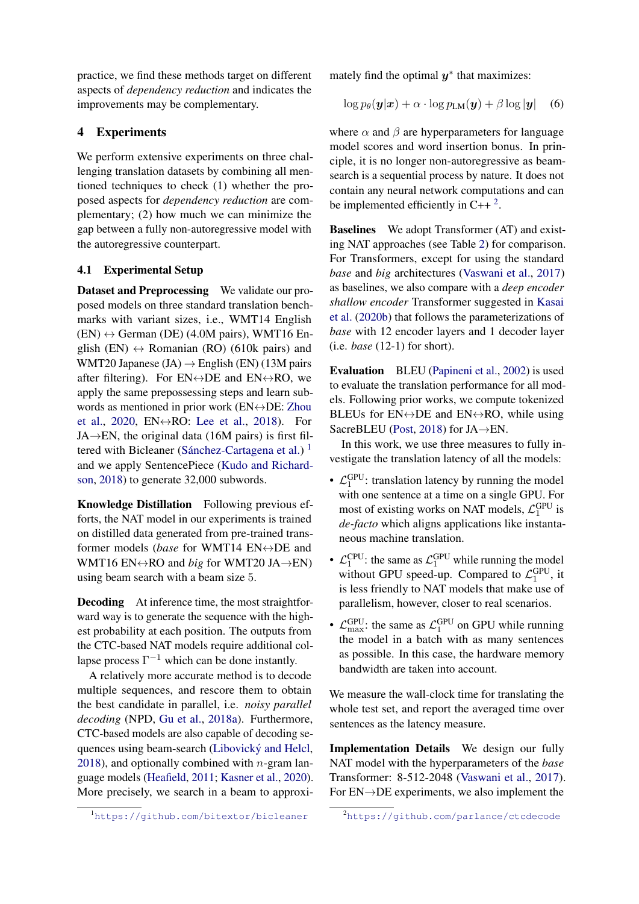practice, we find these methods target on different aspects of *dependency reduction* and indicates the improvements may be complementary.

## 4 Experiments

We perform extensive experiments on three challenging translation datasets by combining all mentioned techniques to check (1) whether the proposed aspects for *dependency reduction* are complementary; (2) how much we can minimize the gap between a fully non-autoregressive model with the autoregressive counterpart.

### 4.1 Experimental Setup

**Dataset and Preprocessing** We validate our proposed models on three standard translation benchmarks with variant sizes, i.e., WMT14 English (EN) ↔ German (DE) (4.0M pairs), WMT16 English (EN) ↔ Romanian (RO) (610k pairs) and WMT20 Japanese (JA) → English (EN) (13M pairs after filtering). For EN↔DE and EN↔RO, we apply the same prepossessing steps and learn subwords as mentioned in prior work (EN↔DE: Zhou et al., 2020, EN↔RO: Lee et al., 2018). For JA→EN, the original data (16M pairs) is first filtered with Bicleaner (Sánchez-Cartagena et al.) [1] and we apply SentencePiece (Kudo and Richardson, 2018) to generate 32,000 subwords.

**Knowledge Distillation** Following previous efforts, the NAT model in our experiments is trained on distilled data generated from pre-trained transformer models (*base* for WMT14 EN↔DE and WMT16 EN↔RO and *big* for WMT20 JA→EN) using beam search with a beam size 5.

**Decoding** At inference time, the most straightforward way is to generate the sequence with the highest probability at each position. The outputs from the CTC-based NAT models require additional collapse process $\Gamma^{-1}$ which can be done instantly.

A relatively more accurate method is to decode multiple sequences, and rescore them to obtain the best candidate in parallel, i.e. *noisy parallel decoding* (NPD, Gu et al., 2018a). Furthermore, CTC-based models are also capable of decoding sequences using beam-search (Libovický and Helcl, 2018), and optionally combined with $n$-gram language models (Heafield, 2011; Kasner et al., 2020). More precisely, we search in a beam to approximately find the optimal $\boldsymbol{y}^*$ that maximizes:

$$\log p_\theta(\boldsymbol{y}|\boldsymbol{x}) + \alpha \cdot \log p_{\text{LM}}(\boldsymbol{y}) + \beta \log |\boldsymbol{y}| \quad (6)$$

where $\alpha$ and $\beta$ are hyperparameters for language model scores and word insertion bonus. In principle, it is no longer non-autoregressive as beam-search is a sequential process by nature. It does not contain any neural network computations and can be implemented efficiently in C++ [2].

**Baselines** We adopt Transformer (AT) and existing NAT approaches (see Table 2) for comparison. For Transformers, except for using the standard *base* and *big* architectures (Vaswani et al., 2017) as baselines, we also compare with a *deep encoder shallow encoder* Transformer suggested in Kasai et al. (2020b) that follows the parameterizations of *base* with 12 encoder layers and 1 decoder layer (i.e. *base* (12-1) for short).

**Evaluation** BLEU (Papineni et al., 2002) is used to evaluate the translation performance for all models. Following prior works, we compute tokenized BLEUs for EN↔DE and EN↔RO, while using SacreBLEU (Post, 2018) for JA→EN.

In this work, we use three measures to fully investigate the translation latency of all the models:

- $\mathcal{L}_1^{\text{GPU}}$: translation latency by running the model with one sentence at a time on a single GPU. For most of existing works on NAT models, $\mathcal{L}_1^{\text{GPU}}$ is *de-facto* which aligns applications like instantaneous machine translation.
- $\mathcal{L}_1^{\text{CPU}}$: the same as $\mathcal{L}_1^{\text{GPU}}$ while running the model without GPU speed-up. Compared to $\mathcal{L}_1^{\text{GPU}}$, it is less friendly to NAT models that make use of parallelism, however, closer to real scenarios.
- $\mathcal{L}_{\text{max}}^{\text{GPU}}$: the same as $\mathcal{L}_1^{\text{GPU}}$ on GPU while running the model in a batch with as many sentences as possible. In this case, the hardware memory bandwidth are taken into account.

We measure the wall-clock time for translating the whole test set, and report the averaged time over sentences as the latency measure.

**Implementation Details** We design our fully NAT model with the hyperparameters of the *base* Transformer: 8-512-2048 (Vaswani et al., 2017). For EN→DE experiments, we also implement the

[1] https://github.com/bitextor/bicleaner

[2] https://github.com/parlance/ctcdecode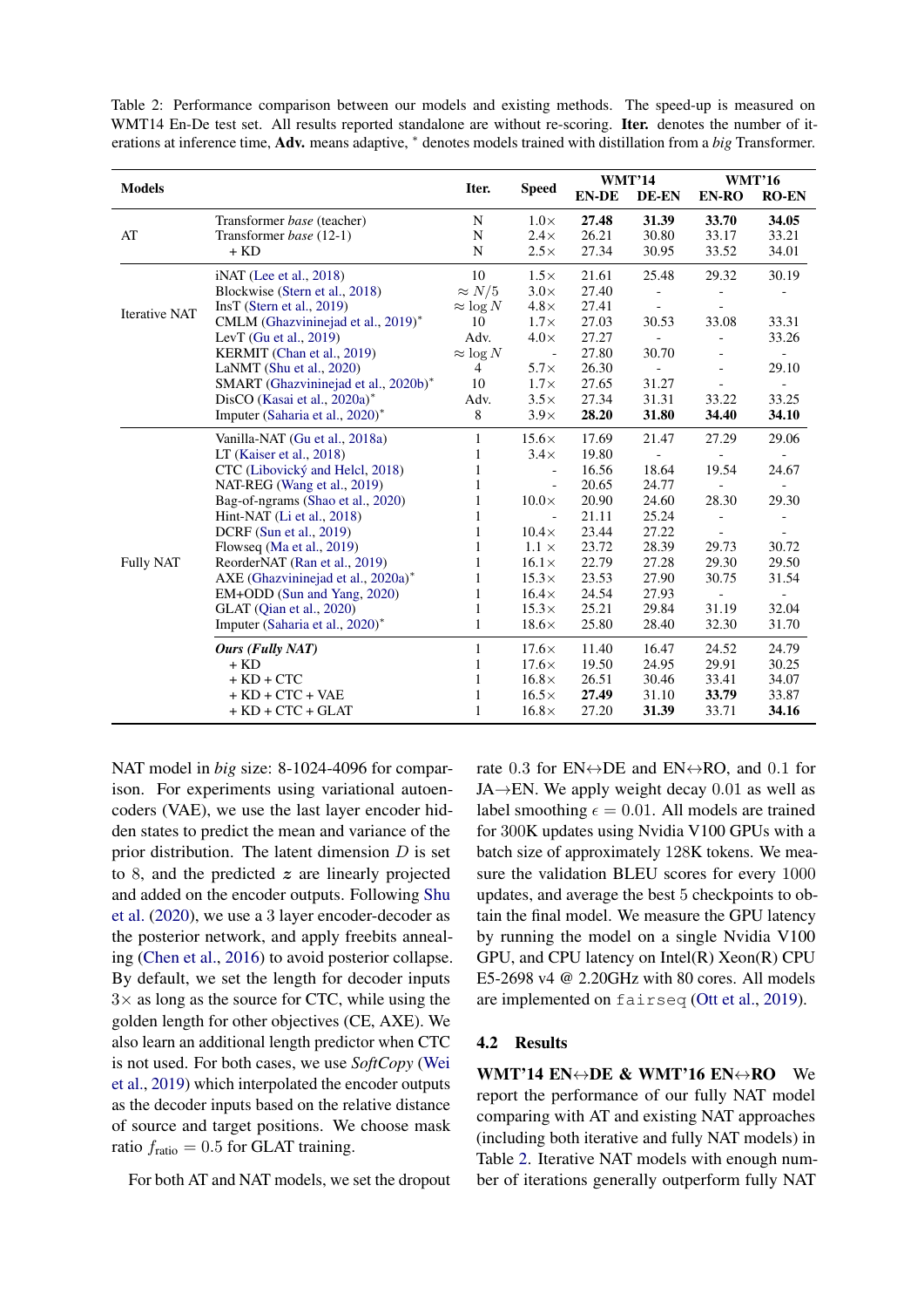Table 2: Performance comparison between our models and existing methods. The speed-up is measured on WMT14 En-De test set. All results reported standalone are without re-scoring. **Iter.** denotes the number of iterations at inference time, **Adv.** means adaptive, * denotes models trained with distillation from a *big* Transformer.

| Models | | Iter. | Speed | WMT'14 | | WMT'16 | |
|---|---|---|---|---|---|---|---|
| | | | | EN-DE | DE-EN | EN-RO | RO-EN |
| AT | Transformer *base* (teacher) | N | 1.0× | **27.48** | **31.39** | **33.70** | **34.05** |
| | Transformer *base* (12-1) | N | 2.4× | 26.21 | 30.80 | 33.17 | 33.21 |
| | + KD | N | 2.5× | 27.34 | 30.95 | 33.52 | 34.01 |
| Iterative NAT | iNAT (Lee et al., 2018) | 10 | 1.5× | 21.61 | 25.48 | 29.32 | 30.19 |
| | Blockwise (Stern et al., 2018) | $\approx N/5$ | 3.0× | 27.40 | - | - | - |
| | InsT (Stern et al., 2019) | $\approx \log N$ | 4.8× | 27.41 | - | - | |
| | CMLM (Ghazvininejad et al., 2019)* | 10 | 1.7× | 27.03 | 30.53 | 33.08 | 33.31 |
| | LevT (Gu et al., 2019) | Adv. | 4.0× | 27.27 | - | - | 33.26 |
| | KERMIT (Chan et al., 2019) | $\approx \log N$ | - | 27.80 | 30.70 | - | - |
| | LaNMT (Shu et al., 2020) | 4 | 5.7× | 26.30 | - | - | 29.10 |
| | SMART (Ghazvininejad et al., 2020b)* | 10 | 1.7× | 27.65 | 31.27 | - | - |
| | DisCO (Kasai et al., 2020a)* | Adv. | 3.5× | 27.34 | 31.31 | 33.22 | 33.25 |
| | Imputer (Saharia et al., 2020)* | 8 | 3.9× | **28.20** | **31.80** | **34.40** | **34.10** |
| Fully NAT | Vanilla-NAT (Gu et al., 2018a) | 1 | 15.6× | 17.69 | 21.47 | 27.29 | 29.06 |
| | LT (Kaiser et al., 2018) | 1 | 3.4× | 19.80 | - | - | - |
| | CTC (Libovický and Helcl, 2018) | 1 | - | 16.56 | 18.64 | 19.54 | 24.67 |
| | NAT-REG (Wang et al., 2019) | 1 | - | 20.65 | 24.77 | - | - |
| | Bag-of-ngrams (Shao et al., 2020) | 1 | 10.0× | 20.90 | 24.60 | 28.30 | 29.30 |
| | Hint-NAT (Li et al., 2018) | 1 | - | 21.11 | 25.24 | - | - |
| | DCRF (Sun et al., 2019) | 1 | 10.4× | 23.44 | 27.22 | - | - |
| | Flowseq (Ma et al., 2019) | 1 | 1.1 × | 23.72 | 28.39 | 29.73 | 30.72 |
| | ReorderNAT (Ran et al., 2019) | 1 | 16.1× | 22.79 | 27.28 | 29.30 | 29.50 |
| | AXE (Ghazvininejad et al., 2020a)* | 1 | 15.3× | 23.53 | 27.90 | 30.75 | 31.54 |
| | EM+ODD (Sun and Yang, 2020) | 1 | 16.4× | 24.54 | 27.93 | - | - |
| | GLAT (Qian et al., 2020) | 1 | 15.3× | 25.21 | 29.84 | 31.19 | 32.04 |
| | Imputer (Saharia et al., 2020)* | 1 | 18.6× | 25.80 | 28.40 | 32.30 | 31.70 |
| | ***Ours (Fully NAT)*** | 1 | 17.6× | 11.40 | 16.47 | 24.52 | 24.79 |
| | + KD | 1 | 17.6× | 19.50 | 24.95 | 29.91 | 30.25 |
| | + KD + CTC | 1 | 16.8× | 26.51 | 30.46 | 33.41 | 34.07 |
| | + KD + CTC + VAE | 1 | 16.5× | **27.49** | 31.10 | **33.79** | 33.87 |
| | + KD + CTC + GLAT | 1 | 16.8× | 27.20 | **31.39** | 33.71 | **34.16** |

NAT model in *big* size: 8-1024-4096 for comparison. For experiments using variational autoencoders (VAE), we use the last layer encoder hidden states to predict the mean and variance of the prior distribution. The latent dimension $D$ is set to 8, and the predicted $\boldsymbol{z}$ are linearly projected and added on the encoder outputs. Following Shu et al. (2020), we use a 3 layer encoder-decoder as the posterior network, and apply freebits annealing (Chen et al., 2016) to avoid posterior collapse. By default, we set the length for decoder inputs $3\times$ as long as the source for CTC, while using the golden length for other objectives (CE, AXE). We also learn an additional length predictor when CTC is not used. For both cases, we use *SoftCopy* (Wei et al., 2019) which interpolated the encoder outputs as the decoder inputs based on the relative distance of source and target positions. We choose mask ratio $f_{\text{ratio}} = 0.5$ for GLAT training.

For both AT and NAT models, we set the dropout rate $0.3$ for EN$\leftrightarrow$DE and EN$\leftrightarrow$RO, and $0.1$ for JA$\rightarrow$EN. We apply weight decay $0.01$ as well as label smoothing $\epsilon = 0.01$. All models are trained for 300K updates using Nvidia V100 GPUs with a batch size of approximately 128K tokens. We measure the validation BLEU scores for every 1000 updates, and average the best 5 checkpoints to obtain the final model. We measure the GPU latency by running the model on a single Nvidia V100 GPU, and CPU latency on Intel(R) Xeon(R) CPU E5-2698 v4 @ 2.20GHz with 80 cores. All models are implemented on `fairseq` (Ott et al., 2019).

### 4.2 Results

**WMT'14 EN$\leftrightarrow$DE & WMT'16 EN$\leftrightarrow$RO** We report the performance of our fully NAT model comparing with AT and existing NAT approaches (including both iterative and fully NAT models) in Table 2. Iterative NAT models with enough number of iterations generally outperform fully NAT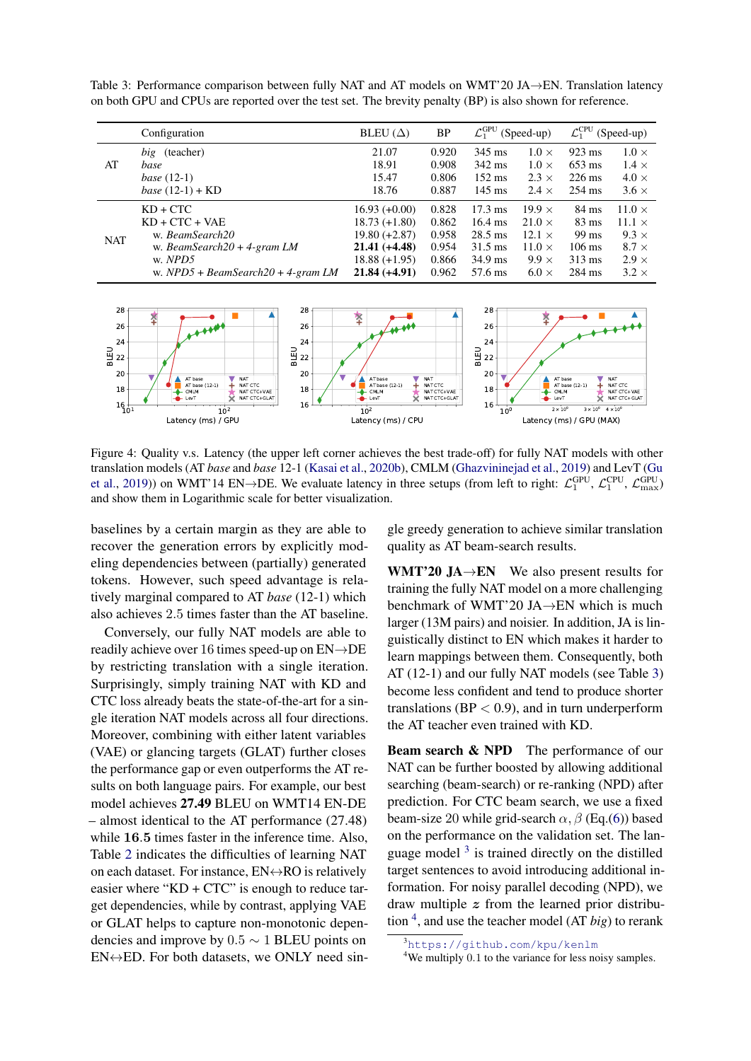Table 3: Performance comparison between fully NAT and AT models on WMT'20 JA→EN. Translation latency on both GPU and CPUs are reported over the test set. The brevity penalty (BP) is also shown for reference.

| | Configuration | BLEU (Δ) | BP | $\mathcal{L}_1^{\text{GPU}}$ | (Speed-up) | $\mathcal{L}_1^{\text{CPU}}$ | (Speed-up) |
|---|---|---|---|---|---|---|---|
| AT | *big* (teacher) | 21.07 | 0.920 | 345 ms | 1.0 × | 923 ms | 1.0 × |
| | *base* | 18.91 | 0.908 | 342 ms | 1.0 × | 653 ms | 1.4 × |
| | *base* (12-1) | 15.47 | 0.806 | 152 ms | 2.3 × | 226 ms | 4.0 × |
| | *base* (12-1) + KD | 18.76 | 0.887 | 145 ms | 2.4 × | 254 ms | 3.6 × |
| NAT | KD + CTC | 16.93 (+0.00) | 0.828 | 17.3 ms | 19.9 × | 84 ms | 11.0 × |
| | KD + CTC + VAE | 18.73 (+1.80) | 0.862 | 16.4 ms | 21.0 × | 83 ms | 11.1 × |
| | w. *BeamSearch20* | 19.80 (+2.87) | 0.958 | 28.5 ms | 12.1 × | 99 ms | 9.3 × |
| | w. *BeamSearch20 + 4-gram LM* | **21.41 (+4.48)** | 0.954 | 31.5 ms | 11.0 × | 106 ms | 8.7 × |
| | w. *NPD5* | 18.88 (+1.95) | 0.866 | 34.9 ms | 9.9 × | 313 ms | 2.9 × |
| | w. *NPD5 + BeamSearch20 + 4-gram LM* | **21.84 (+4.91)** | 0.962 | 57.6 ms | 6.0 × | 284 ms | 3.2 × |

Figure 4: Quality v.s. Latency (the upper left corner achieves the best trade-off) for fully NAT models with other translation models (AT *base* and *base* 12-1 (Kasai et al., 2020b), CMLM (Ghazvininejad et al., 2019) and LevT (Gu et al., 2019)) on WMT'14 EN→DE. We evaluate latency in three setups (from left to right: $\mathcal{L}_1^{\text{GPU}}$, $\mathcal{L}_1^{\text{CPU}}$, $\mathcal{L}_{\max}^{\text{GPU}}$) and show them in Logarithmic scale for better visualization.

baselines by a certain margin as they are able to recover the generation errors by explicitly modeling dependencies between (partially) generated tokens. However, such speed advantage is relatively marginal compared to AT *base* (12-1) which also achieves 2.5 times faster than the AT baseline.

Conversely, our fully NAT models are able to readily achieve over 16 times speed-up on EN→DE by restricting translation with a single iteration. Surprisingly, simply training NAT with KD and CTC loss already beats the state-of-the-art for a single iteration NAT models across all four directions. Moreover, combining with either latent variables (VAE) or glancing targets (GLAT) further closes the performance gap or even outperforms the AT results on both language pairs. For example, our best model achieves **27.49** BLEU on WMT14 EN-DE – almost identical to the AT performance (27.48) while **16.5** times faster in the inference time. Also, Table 2 indicates the difficulties of learning NAT on each dataset. For instance, EN↔RO is relatively easier where "KD + CTC" is enough to reduce target dependencies, while by contrast, applying VAE or GLAT helps to capture non-monotonic dependencies and improve by $0.5 \sim 1$ BLEU points on EN↔ED. For both datasets, we ONLY need single greedy generation to achieve similar translation quality as AT beam-search results.

**WMT'20 JA→EN** We also present results for training the fully NAT model on a more challenging benchmark of WMT'20 JA→EN which is much larger (13M pairs) and noisier. In addition, JA is linguistically distinct to EN which makes it harder to learn mappings between them. Consequently, both AT (12-1) and our fully NAT models (see Table 3) become less confident and tend to produce shorter translations (BP $< 0.9$), and in turn underperform the AT teacher even trained with KD.

**Beam search & NPD** The performance of our NAT can be further boosted by allowing additional searching (beam-search) or re-ranking (NPD) after prediction. For CTC beam search, we use a fixed beam-size 20 while grid-search $\alpha, \beta$ (Eq.(6)) based on the performance on the validation set. The language model [3] is trained directly on the distilled target sentences to avoid introducing additional information. For noisy parallel decoding (NPD), we draw multiple $\boldsymbol{z}$ from the learned prior distribution [4], and use the teacher model (AT *big*) to rerank

[3] https://github.com/kpu/kenlm

[4] We multiply 0.1 to the variance for less noisy samples.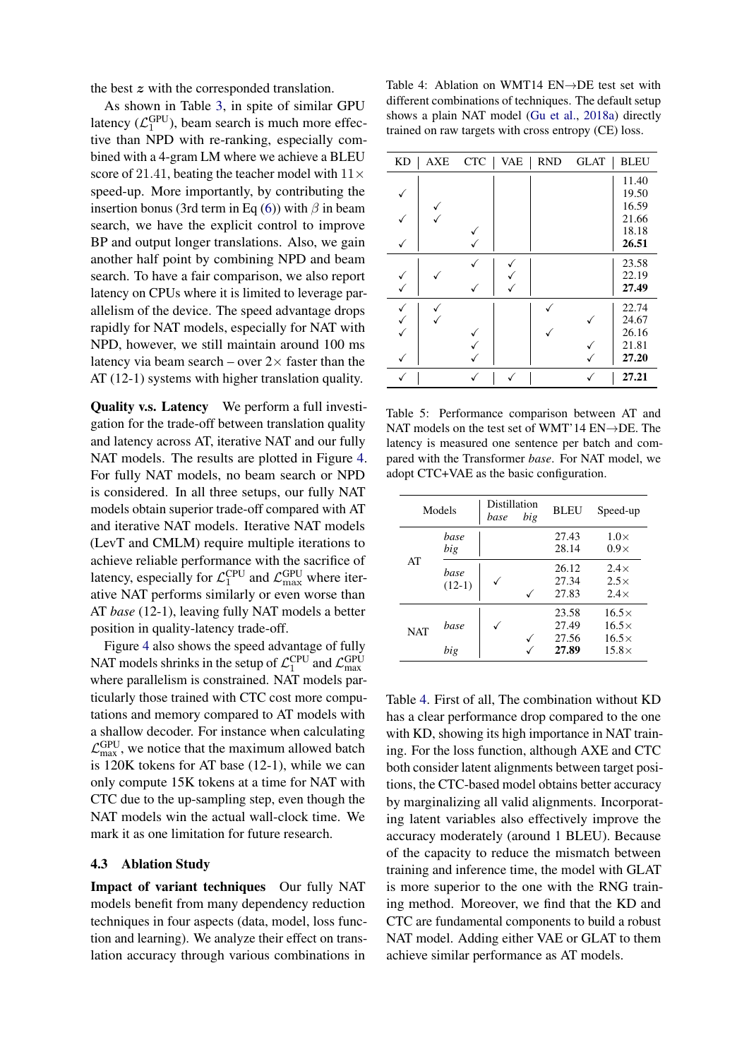the best $z$ with the corresponded translation.

As shown in Table 3, in spite of similar GPU latency ($\mathcal{L}_1^{\text{GPU}}$), beam search is much more effective than NPD with re-ranking, especially combined with a 4-gram LM where we achieve a BLEU score of $21.41$, beating the teacher model with $11\times$ speed-up. More importantly, by contributing the insertion bonus (3rd term in Eq (6)) with $\beta$ in beam search, we have the explicit control to improve BP and output longer translations. Also, we gain another half point by combining NPD and beam search. To have a fair comparison, we also report latency on CPUs where it is limited to leverage parallelism of the device. The speed advantage drops rapidly for NAT models, especially for NAT with NPD, however, we still maintain around 100 ms latency via beam search – over $2\times$ faster than the AT (12-1) systems with higher translation quality.

**Quality v.s. Latency** We perform a full investigation for the trade-off between translation quality and latency across AT, iterative NAT and our fully NAT models. The results are plotted in Figure 4. For fully NAT models, no beam search or NPD is considered. In all three setups, our fully NAT models obtain superior trade-off compared with AT and iterative NAT models. Iterative NAT models (LevT and CMLM) require multiple iterations to achieve reliable performance with the sacrifice of latency, especially for $\mathcal{L}_1^{\text{CPU}}$ and $\mathcal{L}_{\text{max}}^{\text{GPU}}$ where iterative NAT performs similarly or even worse than AT *base* (12-1), leaving fully NAT models a better position in quality-latency trade-off.

Figure 4 also shows the speed advantage of fully NAT models shrinks in the setup of $\mathcal{L}_1^{\text{CPU}}$ and $\mathcal{L}_{\text{max}}^{\text{GPU}}$ where parallelism is constrained. NAT models particularly those trained with CTC cost more computations and memory compared to AT models with a shallow decoder. For instance when calculating $\mathcal{L}_{\text{max}}^{\text{GPU}}$, we notice that the maximum allowed batch is 120K tokens for AT base (12-1), while we can only compute 15K tokens at a time for NAT with CTC due to the up-sampling step, even though the NAT models win the actual wall-clock time. We mark it as one limitation for future research.

### 4.3 Ablation Study

**Impact of variant techniques** Our fully NAT models benefit from many dependency reduction techniques in four aspects (data, model, loss function and learning). We analyze their effect on translation accuracy through various combinations in Table 4. First of all, The combination without KD has a clear performance drop compared to the one with KD, showing its high importance in NAT training. For the loss function, although AXE and CTC both consider latent alignments between target positions, the CTC-based model obtains better accuracy by marginalizing all valid alignments. Incorporating latent variables also effectively improve the accuracy moderately (around 1 BLEU). Because of the capacity to reduce the mismatch between training and inference time, the model with GLAT is more superior to the one with the RNG training method. Moreover, we find that the KD and CTC are fundamental components to build a robust NAT model. Adding either VAE or GLAT to them achieve similar performance as AT models.

Table 4: Ablation on WMT14 EN→DE test set with different combinations of techniques. The default setup shows a plain NAT model (Gu et al., 2018a) directly trained on raw targets with cross entropy (CE) loss.

| KD | AXE | CTC | VAE | RND | GLAT | BLEU |
|---|---|---|---|---|---|---|
| | | | | | | 11.40 |
| ✓ | | | | | | 19.50 |
| | ✓ | | | | | 16.59 |
| ✓ | ✓ | | | | | 21.66 |
| | | ✓ | | | | 18.18 |
| ✓ | | ✓ | | | | **26.51** |
| | | ✓ | ✓ | | | 23.58 |
| ✓ | ✓ | | ✓ | | | 22.19 |
| ✓ | | ✓ | ✓ | | | **27.49** |
| ✓ | ✓ | | | ✓ | | 22.74 |
| ✓ | ✓ | | | | ✓ | 24.67 |
| ✓ | | ✓ | | ✓ | | 26.16 |
| | | ✓ | | | ✓ | 21.81 |
| ✓ | | ✓ | | | ✓ | **27.20** |
| ✓ | | ✓ | ✓ | | ✓ | **27.21** |

Table 5: Performance comparison between AT and NAT models on the test set of WMT'14 EN→DE. The latency is measured one sentence per batch and compared with the Transformer *base*. For NAT model, we adopt CTC+VAE as the basic configuration.

| Models | | Distillation *base* | Distillation *big* | BLEU | Speed-up |
|---|---|---|---|---|---|
| AT | *base* | | | 27.43 | 1.0× |
| | *big* | | | 28.14 | 0.9× |
| | *base* (12-1) | | | 26.12 | 2.4× |
| | | ✓ | | 27.34 | 2.5× |
| | | | ✓ | 27.83 | 2.4× |
| NAT | *base* | | | 23.58 | 16.5× |
| | | ✓ | | 27.49 | 16.5× |
| | | | ✓ | 27.56 | 16.5× |
| | *big* | | ✓ | **27.89** | 15.8× |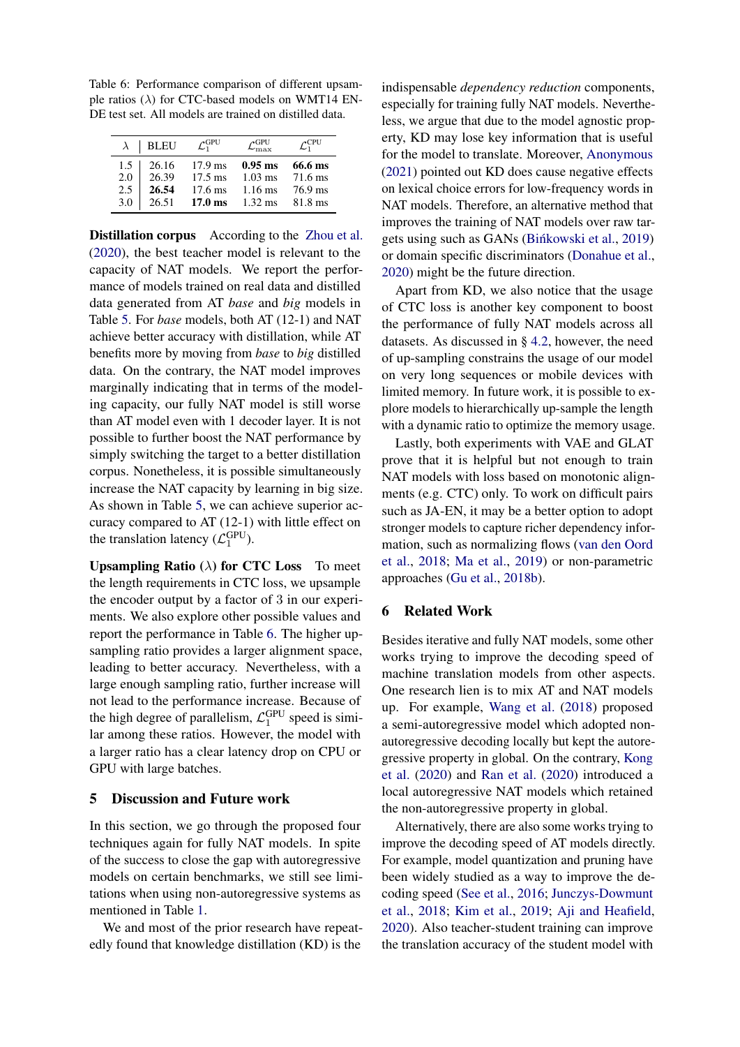Table 6: Performance comparison of different upsample ratios ($\lambda$) for CTC-based models on WMT14 EN-DE test set. All models are trained on distilled data.

| $\lambda$ | BLEU | $\mathcal{L}_1^{\text{GPU}}$ | $\mathcal{L}_{\max}^{\text{GPU}}$ | $\mathcal{L}_1^{\text{CPU}}$ |
|---|---|---|---|---|
| 1.5 | 26.16 | 17.9 ms | **0.95 ms** | **66.6 ms** |
| 2.0 | 26.39 | 17.5 ms | 1.03 ms | 71.6 ms |
| 2.5 | **26.54** | 17.6 ms | 1.16 ms | 76.9 ms |
| 3.0 | 26.51 | **17.0 ms** | 1.32 ms | 81.8 ms |

**Distillation corpus** According to the Zhou et al. (2020), the best teacher model is relevant to the capacity of NAT models. We report the performance of models trained on real data and distilled data generated from AT *base* and *big* models in Table 5. For *base* models, both AT (12-1) and NAT achieve better accuracy with distillation, while AT benefits more by moving from *base* to *big* distilled data. On the contrary, the NAT model improves marginally indicating that in terms of the modeling capacity, our fully NAT model is still worse than AT model even with 1 decoder layer. It is not possible to further boost the NAT performance by simply switching the target to a better distillation corpus. Nonetheless, it is possible simultaneously increase the NAT capacity by learning in big size. As shown in Table 5, we can achieve superior accuracy compared to AT (12-1) with little effect on the translation latency ($\mathcal{L}_1^{\text{GPU}}$).

**Upsampling Ratio ($\lambda$) for CTC Loss** To meet the length requirements in CTC loss, we upsample the encoder output by a factor of 3 in our experiments. We also explore other possible values and report the performance in Table 6. The higher upsampling ratio provides a larger alignment space, leading to better accuracy. Nevertheless, with a large enough sampling ratio, further increase will not lead to the performance increase. Because of the high degree of parallelism, $\mathcal{L}_1^{\text{GPU}}$ speed is similar among these ratios. However, the model with a larger ratio has a clear latency drop on CPU or GPU with large batches.

## 5 Discussion and Future work

In this section, we go through the proposed four techniques again for fully NAT models. In spite of the success to close the gap with autoregressive models on certain benchmarks, we still see limitations when using non-autoregressive systems as mentioned in Table 1.

We and most of the prior research have repeatedly found that knowledge distillation (KD) is the indispensable *dependency reduction* components, especially for training fully NAT models. Nevertheless, we argue that due to the model agnostic property, KD may lose key information that is useful for the model to translate. Moreover, Anonymous (2021) pointed out KD does cause negative effects on lexical choice errors for low-frequency words in NAT models. Therefore, an alternative method that improves the training of NAT models over raw targets using such as GANs (Bińkowski et al., 2019) or domain specific discriminators (Donahue et al., 2020) might be the future direction.

Apart from KD, we also notice that the usage of CTC loss is another key component to boost the performance of fully NAT models across all datasets. As discussed in § 4.2, however, the need of up-sampling constrains the usage of our model on very long sequences or mobile devices with limited memory. In future work, it is possible to explore models to hierarchically up-sample the length with a dynamic ratio to optimize the memory usage.

Lastly, both experiments with VAE and GLAT prove that it is helpful but not enough to train NAT models with loss based on monotonic alignments (e.g. CTC) only. To work on difficult pairs such as JA-EN, it may be a better option to adopt stronger models to capture richer dependency information, such as normalizing flows (van den Oord et al., 2018; Ma et al., 2019) or non-parametric approaches (Gu et al., 2018b).

## 6 Related Work

Besides iterative and fully NAT models, some other works trying to improve the decoding speed of machine translation models from other aspects. One research lien is to mix AT and NAT models up. For example, Wang et al. (2018) proposed a semi-autoregressive model which adopted non-autoregressive decoding locally but kept the autoregressive property in global. On the contrary, Kong et al. (2020) and Ran et al. (2020) introduced a local autoregressive NAT models which retained the non-autoregressive property in global.

Alternatively, there are also some works trying to improve the decoding speed of AT models directly. For example, model quantization and pruning have been widely studied as a way to improve the decoding speed (See et al., 2016; Junczys-Dowmunt et al., 2018; Kim et al., 2019; Aji and Heafield, 2020). Also teacher-student training can improve the translation accuracy of the student model with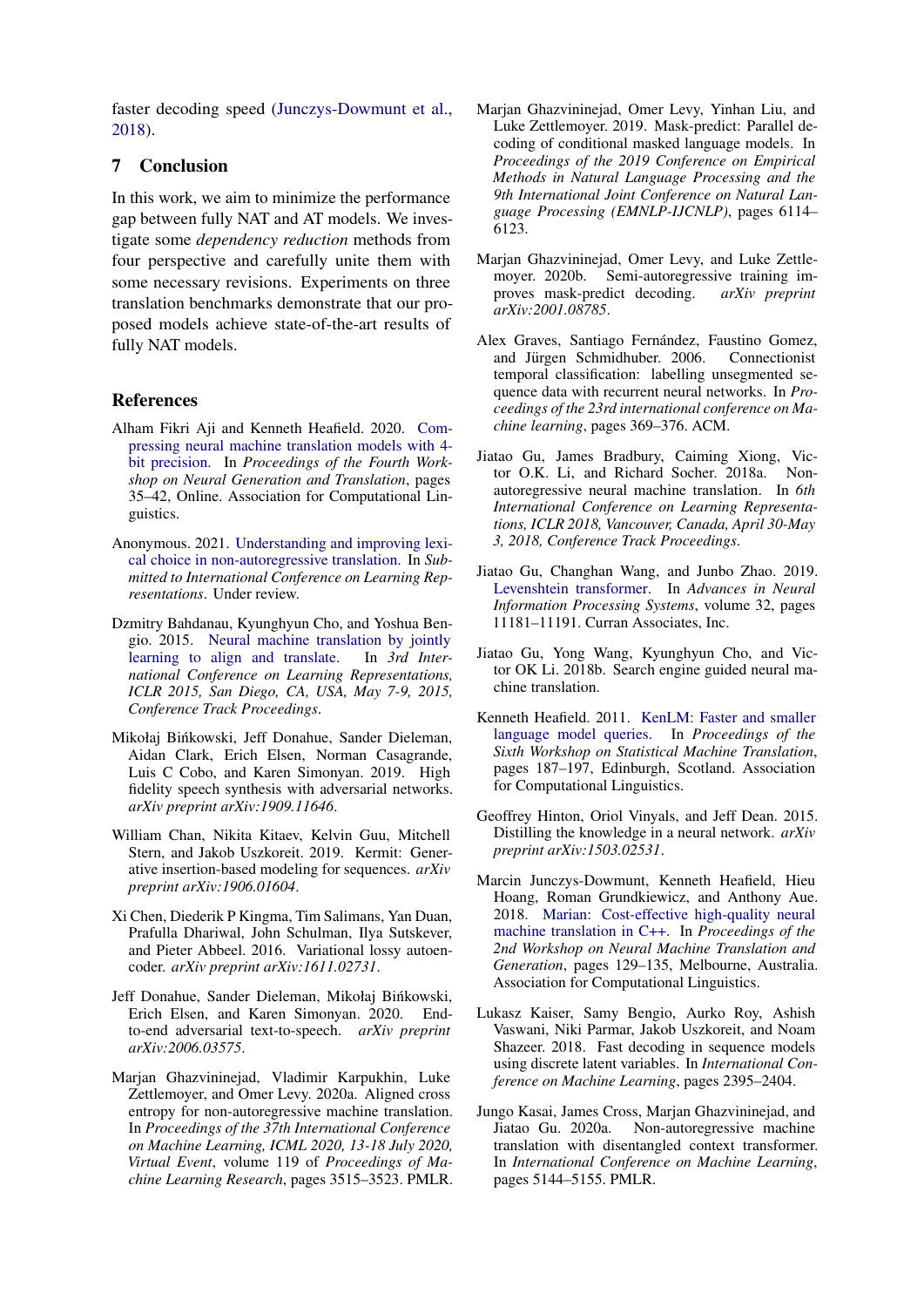faster decoding speed (Junczys-Dowmunt et al., 2018).

## 7 Conclusion

In this work, we aim to minimize the performance gap between fully NAT and AT models. We investigate some *dependency reduction* methods from four perspective and carefully unite them with some necessary revisions. Experiments on three translation benchmarks demonstrate that our proposed models achieve state-of-the-art results of fully NAT models.

## References

Alham Fikri Aji and Kenneth Heafield. 2020. Compressing neural machine translation models with 4-bit precision. In *Proceedings of the Fourth Workshop on Neural Generation and Translation*, pages 35–42, Online. Association for Computational Linguistics.

Anonymous. 2021. Understanding and improving lexical choice in non-autoregressive translation. In *Submitted to International Conference on Learning Representations*. Under review.

Dzmitry Bahdanau, Kyunghyun Cho, and Yoshua Bengio. 2015. Neural machine translation by jointly learning to align and translate. In *3rd International Conference on Learning Representations, ICLR 2015, San Diego, CA, USA, May 7-9, 2015, Conference Track Proceedings*.

Mikołaj Bińkowski, Jeff Donahue, Sander Dieleman, Aidan Clark, Erich Elsen, Norman Casagrande, Luis C Cobo, and Karen Simonyan. 2019. High fidelity speech synthesis with adversarial networks. *arXiv preprint arXiv:1909.11646*.

William Chan, Nikita Kitaev, Kelvin Guu, Mitchell Stern, and Jakob Uszkoreit. 2019. Kermit: Generative insertion-based modeling for sequences. *arXiv preprint arXiv:1906.01604*.

Xi Chen, Diederik P Kingma, Tim Salimans, Yan Duan, Prafulla Dhariwal, John Schulman, Ilya Sutskever, and Pieter Abbeel. 2016. Variational lossy autoencoder. *arXiv preprint arXiv:1611.02731*.

Jeff Donahue, Sander Dieleman, Mikołaj Bińkowski, Erich Elsen, and Karen Simonyan. 2020. End-to-end adversarial text-to-speech. *arXiv preprint arXiv:2006.03575*.

Marjan Ghazvininejad, Vladimir Karpukhin, Luke Zettlemoyer, and Omer Levy. 2020a. Aligned cross entropy for non-autoregressive machine translation. In *Proceedings of the 37th International Conference on Machine Learning, ICML 2020, 13-18 July 2020, Virtual Event*, volume 119 of *Proceedings of Machine Learning Research*, pages 3515–3523. PMLR.

Marjan Ghazvininejad, Omer Levy, Yinhan Liu, and Luke Zettlemoyer. 2019. Mask-predict: Parallel decoding of conditional masked language models. In *Proceedings of the 2019 Conference on Empirical Methods in Natural Language Processing and the 9th International Joint Conference on Natural Language Processing (EMNLP-IJCNLP)*, pages 6114–6123.

Marjan Ghazvininejad, Omer Levy, and Luke Zettlemoyer. 2020b. Semi-autoregressive training improves mask-predict decoding. *arXiv preprint arXiv:2001.08785*.

Alex Graves, Santiago Fernández, Faustino Gomez, and Jürgen Schmidhuber. 2006. Connectionist temporal classification: labelling unsegmented sequence data with recurrent neural networks. In *Proceedings of the 23rd international conference on Machine learning*, pages 369–376. ACM.

Jiatao Gu, James Bradbury, Caiming Xiong, Victor O.K. Li, and Richard Socher. 2018a. Non-autoregressive neural machine translation. In *6th International Conference on Learning Representations, ICLR 2018, Vancouver, Canada, April 30-May 3, 2018, Conference Track Proceedings*.

Jiatao Gu, Changhan Wang, and Junbo Zhao. 2019. Levenshtein transformer. In *Advances in Neural Information Processing Systems*, volume 32, pages 11181–11191. Curran Associates, Inc.

Jiatao Gu, Yong Wang, Kyunghyun Cho, and Victor OK Li. 2018b. Search engine guided neural machine translation.

Kenneth Heafield. 2011. KenLM: Faster and smaller language model queries. In *Proceedings of the Sixth Workshop on Statistical Machine Translation*, pages 187–197, Edinburgh, Scotland. Association for Computational Linguistics.

Geoffrey Hinton, Oriol Vinyals, and Jeff Dean. 2015. Distilling the knowledge in a neural network. *arXiv preprint arXiv:1503.02531*.

Marcin Junczys-Dowmunt, Kenneth Heafield, Hieu Hoang, Roman Grundkiewicz, and Anthony Aue. 2018. Marian: Cost-effective high-quality neural machine translation in C++. In *Proceedings of the 2nd Workshop on Neural Machine Translation and Generation*, pages 129–135, Melbourne, Australia. Association for Computational Linguistics.

Lukasz Kaiser, Samy Bengio, Aurko Roy, Ashish Vaswani, Niki Parmar, Jakob Uszkoreit, and Noam Shazeer. 2018. Fast decoding in sequence models using discrete latent variables. In *International Conference on Machine Learning*, pages 2395–2404.

Jungo Kasai, James Cross, Marjan Ghazvininejad, and Jiatao Gu. 2020a. Non-autoregressive machine translation with disentangled context transformer. In *International Conference on Machine Learning*, pages 5144–5155. PMLR.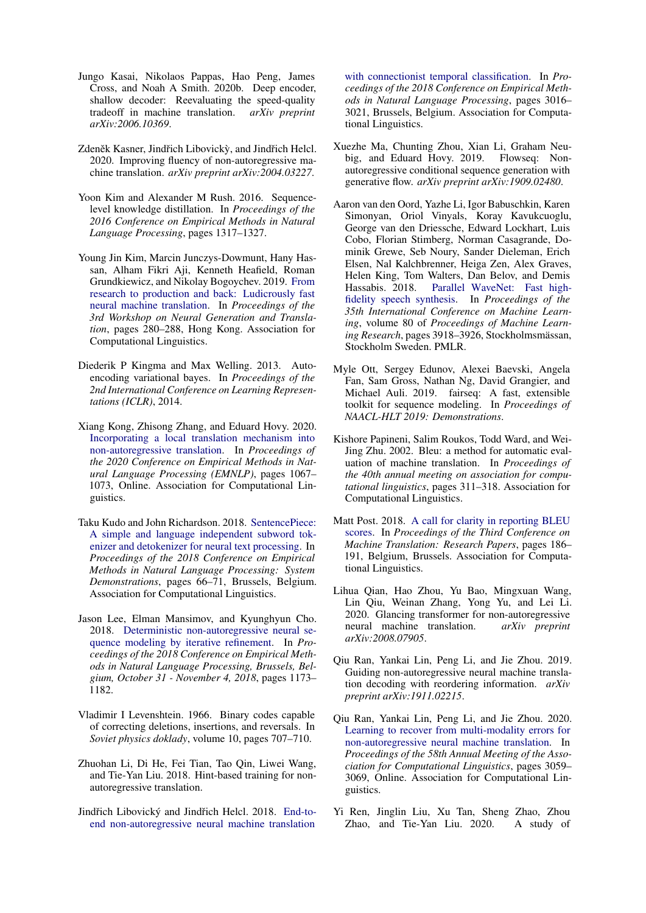Jungo Kasai, Nikolaos Pappas, Hao Peng, James Cross, and Noah A Smith. 2020b. Deep encoder, shallow decoder: Reevaluating the speed-quality tradeoff in machine translation. *arXiv preprint arXiv:2006.10369*.

Zdeněk Kasner, Jindřich Libovickỳ, and Jindřich Helcl. 2020. Improving fluency of non-autoregressive machine translation. *arXiv preprint arXiv:2004.03227*.

Yoon Kim and Alexander M Rush. 2016. Sequence-level knowledge distillation. In *Proceedings of the 2016 Conference on Empirical Methods in Natural Language Processing*, pages 1317–1327.

Young Jin Kim, Marcin Junczys-Dowmunt, Hany Hassan, Alham Fikri Aji, Kenneth Heafield, Roman Grundkiewicz, and Nikolay Bogoychev. 2019. From research to production and back: Ludicrously fast neural machine translation. In *Proceedings of the 3rd Workshop on Neural Generation and Translation*, pages 280–288, Hong Kong. Association for Computational Linguistics.

Diederik P Kingma and Max Welling. 2013. Auto-encoding variational bayes. In *Proceedings of the 2nd International Conference on Learning Representations (ICLR)*, 2014.

Xiang Kong, Zhisong Zhang, and Eduard Hovy. 2020. Incorporating a local translation mechanism into non-autoregressive translation. In *Proceedings of the 2020 Conference on Empirical Methods in Natural Language Processing (EMNLP)*, pages 1067–1073, Online. Association for Computational Linguistics.

Taku Kudo and John Richardson. 2018. SentencePiece: A simple and language independent subword tokenizer and detokenizer for neural text processing. In *Proceedings of the 2018 Conference on Empirical Methods in Natural Language Processing: System Demonstrations*, pages 66–71, Brussels, Belgium. Association for Computational Linguistics.

Jason Lee, Elman Mansimov, and Kyunghyun Cho. 2018. Deterministic non-autoregressive neural sequence modeling by iterative refinement. In *Proceedings of the 2018 Conference on Empirical Methods in Natural Language Processing, Brussels, Belgium, October 31 - November 4, 2018*, pages 1173–1182.

Vladimir I Levenshtein. 1966. Binary codes capable of correcting deletions, insertions, and reversals. In *Soviet physics doklady*, volume 10, pages 707–710.

Zhuohan Li, Di He, Fei Tian, Tao Qin, Liwei Wang, and Tie-Yan Liu. 2018. Hint-based training for non-autoregressive translation.

Jindřich Libovický and Jindřich Helcl. 2018. End-to-end non-autoregressive neural machine translation with connectionist temporal classification. In *Proceedings of the 2018 Conference on Empirical Methods in Natural Language Processing*, pages 3016–3021, Brussels, Belgium. Association for Computational Linguistics.

Xuezhe Ma, Chunting Zhou, Xian Li, Graham Neubig, and Eduard Hovy. 2019. Flowseq: Non-autoregressive conditional sequence generation with generative flow. *arXiv preprint arXiv:1909.02480*.

Aaron van den Oord, Yazhe Li, Igor Babuschkin, Karen Simonyan, Oriol Vinyals, Koray Kavukcuoglu, George van den Driessche, Edward Lockhart, Luis Cobo, Florian Stimberg, Norman Casagrande, Dominik Grewe, Seb Noury, Sander Dieleman, Erich Elsen, Nal Kalchbrenner, Heiga Zen, Alex Graves, Helen King, Tom Walters, Dan Belov, and Demis Hassabis. 2018. Parallel WaveNet: Fast high-fidelity speech synthesis. In *Proceedings of the 35th International Conference on Machine Learning*, volume 80 of *Proceedings of Machine Learning Research*, pages 3918–3926, Stockholmsmässan, Stockholm Sweden. PMLR.

Myle Ott, Sergey Edunov, Alexei Baevski, Angela Fan, Sam Gross, Nathan Ng, David Grangier, and Michael Auli. 2019. fairseq: A fast, extensible toolkit for sequence modeling. In *Proceedings of NAACL-HLT 2019: Demonstrations*.

Kishore Papineni, Salim Roukos, Todd Ward, and Wei-Jing Zhu. 2002. Bleu: a method for automatic evaluation of machine translation. In *Proceedings of the 40th annual meeting on association for computational linguistics*, pages 311–318. Association for Computational Linguistics.

Matt Post. 2018. A call for clarity in reporting BLEU scores. In *Proceedings of the Third Conference on Machine Translation: Research Papers*, pages 186–191, Belgium, Brussels. Association for Computational Linguistics.

Lihua Qian, Hao Zhou, Yu Bao, Mingxuan Wang, Lin Qiu, Weinan Zhang, Yong Yu, and Lei Li. 2020. Glancing transformer for non-autoregressive neural machine translation. *arXiv preprint arXiv:2008.07905*.

Qiu Ran, Yankai Lin, Peng Li, and Jie Zhou. 2019. Guiding non-autoregressive neural machine translation decoding with reordering information. *arXiv preprint arXiv:1911.02215*.

Qiu Ran, Yankai Lin, Peng Li, and Jie Zhou. 2020. Learning to recover from multi-modality errors for non-autoregressive neural machine translation. In *Proceedings of the 58th Annual Meeting of the Association for Computational Linguistics*, pages 3059–3069, Online. Association for Computational Linguistics.

Yi Ren, Jinglin Liu, Xu Tan, Sheng Zhao, Zhou Zhao, and Tie-Yan Liu. 2020. A study of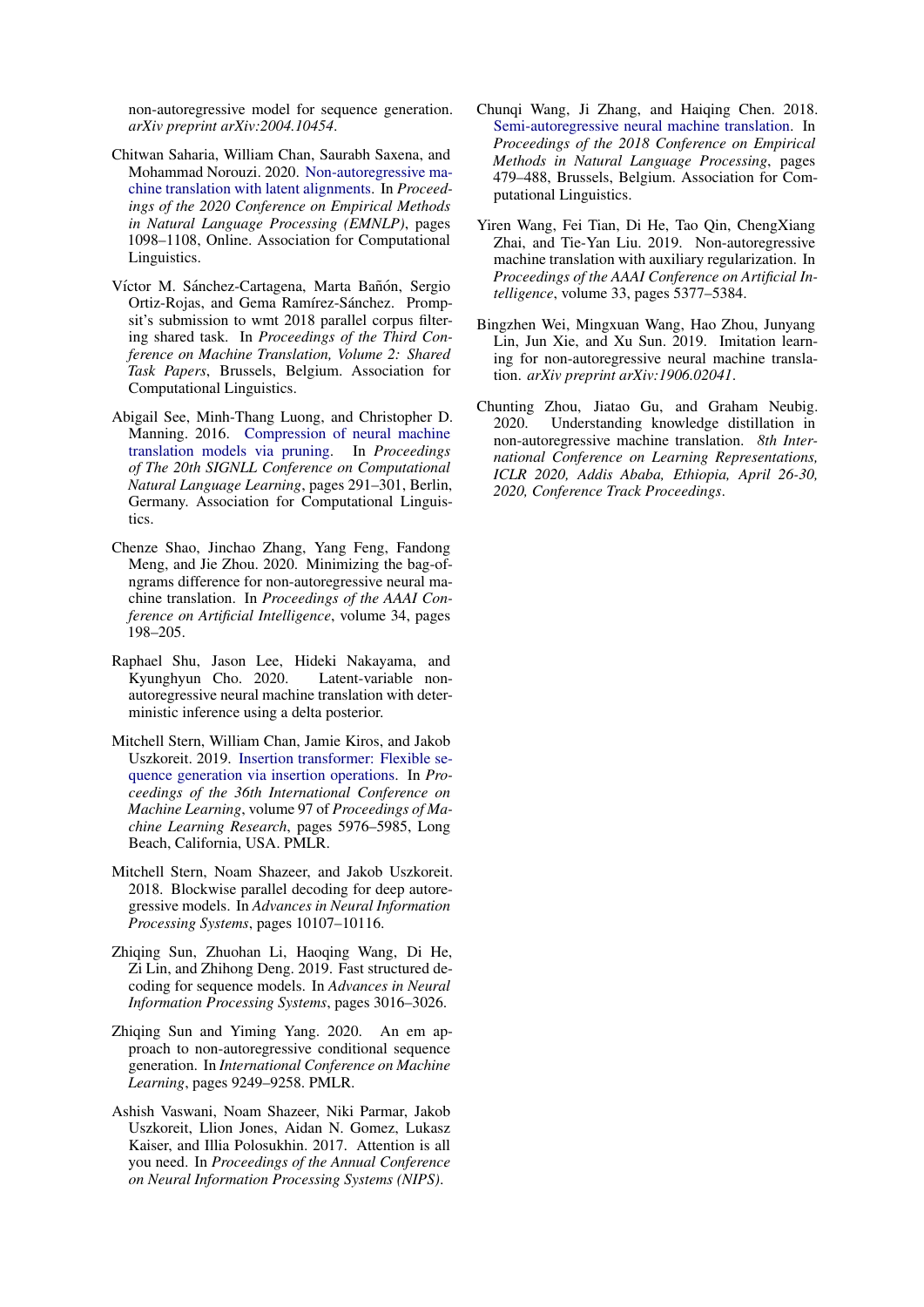non-autoregressive model for sequence generation. *arXiv preprint arXiv:2004.10454*.

Chitwan Saharia, William Chan, Saurabh Saxena, and Mohammad Norouzi. 2020. Non-autoregressive machine translation with latent alignments. In *Proceedings of the 2020 Conference on Empirical Methods in Natural Language Processing (EMNLP)*, pages 1098–1108, Online. Association for Computational Linguistics.

Víctor M. Sánchez-Cartagena, Marta Bañón, Sergio Ortiz-Rojas, and Gema Ramírez-Sánchez. Prompsit's submission to wmt 2018 parallel corpus filtering shared task. In *Proceedings of the Third Conference on Machine Translation, Volume 2: Shared Task Papers*, Brussels, Belgium. Association for Computational Linguistics.

Abigail See, Minh-Thang Luong, and Christopher D. Manning. 2016. Compression of neural machine translation models via pruning. In *Proceedings of The 20th SIGNLL Conference on Computational Natural Language Learning*, pages 291–301, Berlin, Germany. Association for Computational Linguistics.

Chenze Shao, Jinchao Zhang, Yang Feng, Fandong Meng, and Jie Zhou. 2020. Minimizing the bag-of-ngrams difference for non-autoregressive neural machine translation. In *Proceedings of the AAAI Conference on Artificial Intelligence*, volume 34, pages 198–205.

Raphael Shu, Jason Lee, Hideki Nakayama, and Kyunghyun Cho. 2020. Latent-variable non-autoregressive neural machine translation with deterministic inference using a delta posterior.

Mitchell Stern, William Chan, Jamie Kiros, and Jakob Uszkoreit. 2019. Insertion transformer: Flexible sequence generation via insertion operations. In *Proceedings of the 36th International Conference on Machine Learning*, volume 97 of *Proceedings of Machine Learning Research*, pages 5976–5985, Long Beach, California, USA. PMLR.

Mitchell Stern, Noam Shazeer, and Jakob Uszkoreit. 2018. Blockwise parallel decoding for deep autoregressive models. In *Advances in Neural Information Processing Systems*, pages 10107–10116.

Zhiqing Sun, Zhuohan Li, Haoqing Wang, Di He, Zi Lin, and Zhihong Deng. 2019. Fast structured decoding for sequence models. In *Advances in Neural Information Processing Systems*, pages 3016–3026.

Zhiqing Sun and Yiming Yang. 2020. An em approach to non-autoregressive conditional sequence generation. In *International Conference on Machine Learning*, pages 9249–9258. PMLR.

Ashish Vaswani, Noam Shazeer, Niki Parmar, Jakob Uszkoreit, Llion Jones, Aidan N. Gomez, Lukasz Kaiser, and Illia Polosukhin. 2017. Attention is all you need. In *Proceedings of the Annual Conference on Neural Information Processing Systems (NIPS)*.

Chunqi Wang, Ji Zhang, and Haiqing Chen. 2018. Semi-autoregressive neural machine translation. In *Proceedings of the 2018 Conference on Empirical Methods in Natural Language Processing*, pages 479–488, Brussels, Belgium. Association for Computational Linguistics.

Yiren Wang, Fei Tian, Di He, Tao Qin, ChengXiang Zhai, and Tie-Yan Liu. 2019. Non-autoregressive machine translation with auxiliary regularization. In *Proceedings of the AAAI Conference on Artificial Intelligence*, volume 33, pages 5377–5384.

Bingzhen Wei, Mingxuan Wang, Hao Zhou, Junyang Lin, Jun Xie, and Xu Sun. 2019. Imitation learning for non-autoregressive neural machine translation. *arXiv preprint arXiv:1906.02041*.

Chunting Zhou, Jiatao Gu, and Graham Neubig. 2020. Understanding knowledge distillation in non-autoregressive machine translation. *8th International Conference on Learning Representations, ICLR 2020, Addis Ababa, Ethiopia, April 26-30, 2020, Conference Track Proceedings*.